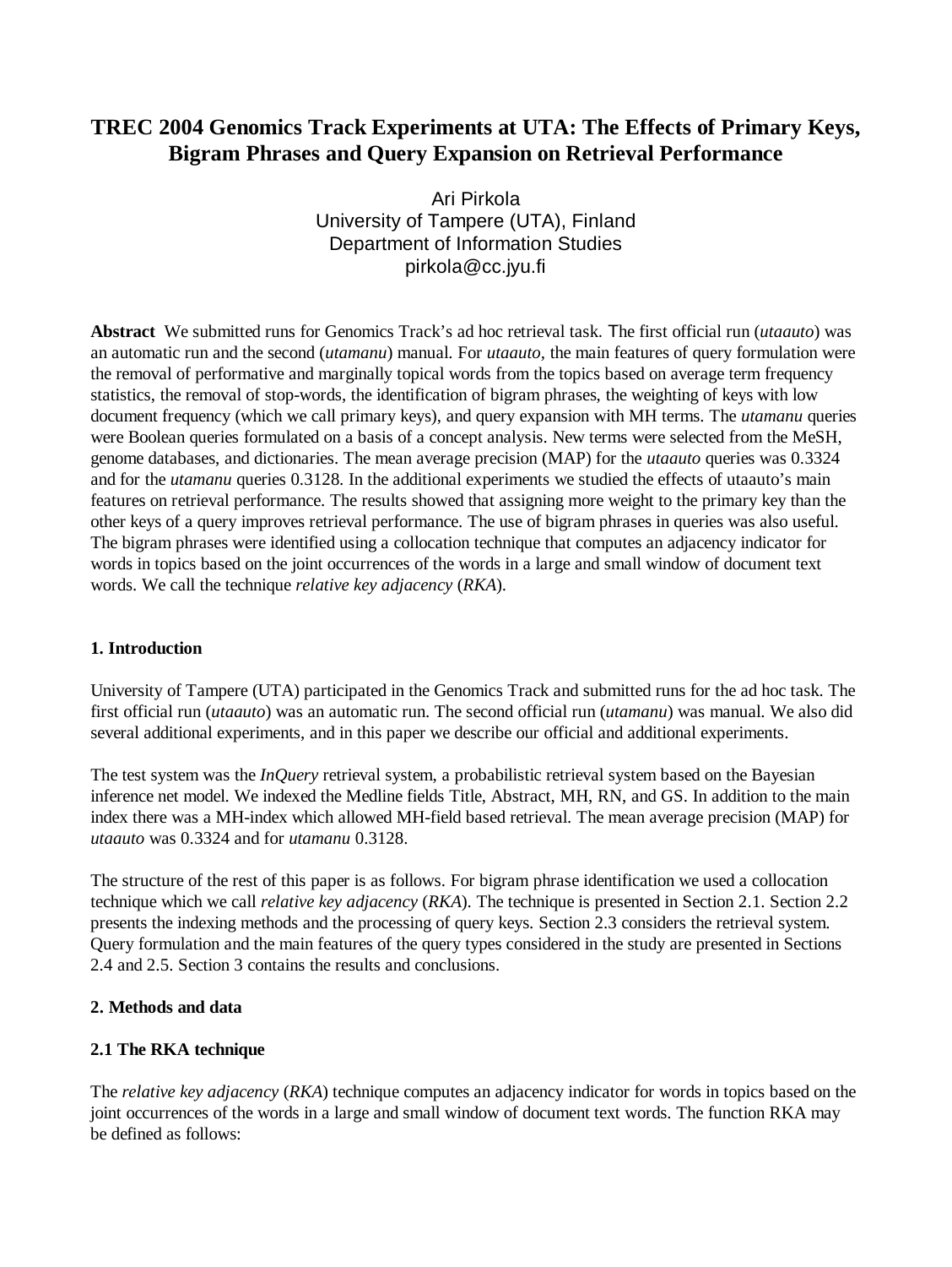# TREC 2004 Genomics Track Experiments at UTA: The Effects of Primary Keys, Bigram Phrases and Query Expansion on Retrieval Performance

Ari Pirkola
University of Tampere (UTA), Finland
Department of Information Studies
pirkola@cc.jyu.fi

**Abstract** We submitted runs for Genomics Track's ad hoc retrieval task. The first official run (*utaauto*) was an automatic run and the second (*utamanu*) manual. For *utaauto*, the main features of query formulation were the removal of performative and marginally topical words from the topics based on average term frequency statistics, the removal of stop-words, the identification of bigram phrases, the weighting of keys with low document frequency (which we call primary keys), and query expansion with MH terms. The *utamanu* queries were Boolean queries formulated on a basis of a concept analysis. New terms were selected from the MeSH, genome databases, and dictionaries. The mean average precision (MAP) for the *utaauto* queries was 0.3324 and for the *utamanu* queries 0.3128. In the additional experiments we studied the effects of utaauto's main features on retrieval performance. The results showed that assigning more weight to the primary key than the other keys of a query improves retrieval performance. The use of bigram phrases in queries was also useful. The bigram phrases were identified using a collocation technique that computes an adjacency indicator for words in topics based on the joint occurrences of the words in a large and small window of document text words. We call the technique *relative key adjacency* (*RKA*).

## 1. Introduction

University of Tampere (UTA) participated in the Genomics Track and submitted runs for the ad hoc task. The first official run (*utaauto*) was an automatic run. The second official run (*utamanu*) was manual. We also did several additional experiments, and in this paper we describe our official and additional experiments.

The test system was the *InQuery* retrieval system, a probabilistic retrieval system based on the Bayesian inference net model. We indexed the Medline fields Title, Abstract, MH, RN, and GS. In addition to the main index there was a MH-index which allowed MH-field based retrieval. The mean average precision (MAP) for *utaauto* was 0.3324 and for *utamanu* 0.3128.

The structure of the rest of this paper is as follows. For bigram phrase identification we used a collocation technique which we call *relative key adjacency* (*RKA*). The technique is presented in Section 2.1. Section 2.2 presents the indexing methods and the processing of query keys. Section 2.3 considers the retrieval system. Query formulation and the main features of the query types considered in the study are presented in Sections 2.4 and 2.5. Section 3 contains the results and conclusions.

## 2. Methods and data

### 2.1 The RKA technique

The *relative key adjacency* (*RKA*) technique computes an adjacency indicator for words in topics based on the joint occurrences of the words in a large and small window of document text words. The function RKA may be defined as follows: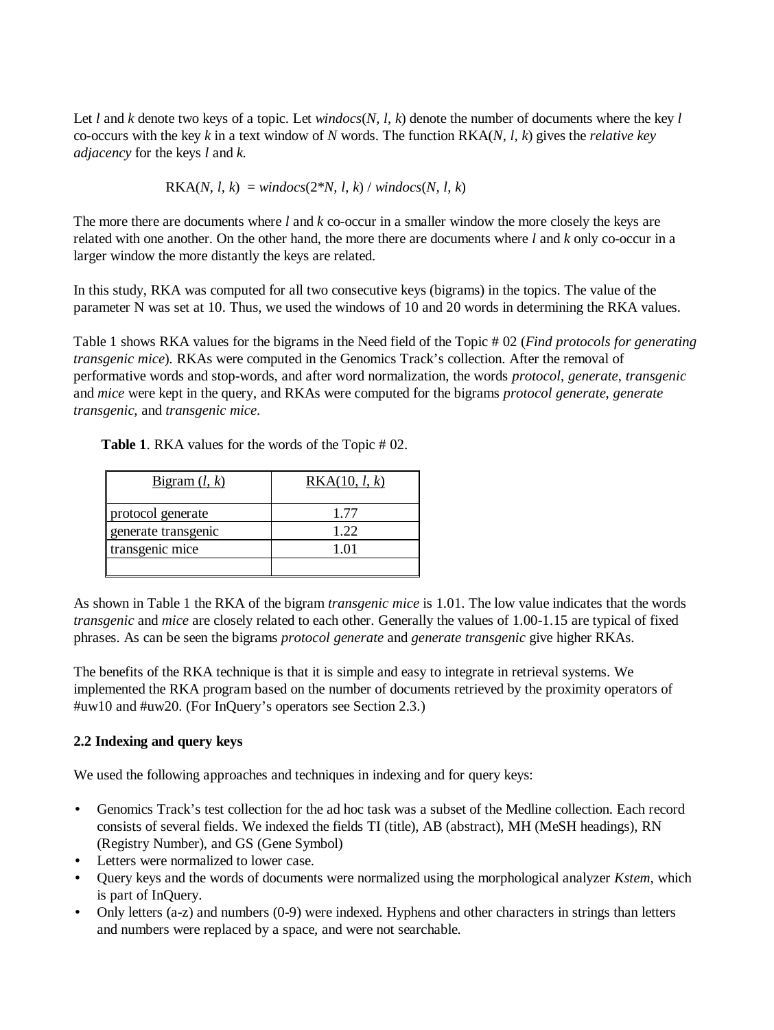Let *l* and *k* denote two keys of a topic. Let *windocs*(*N, l, k*) denote the number of documents where the key *l* co-occurs with the key *k* in a text window of *N* words. The function RKA(*N*, *l*, *k*) gives the *relative key adjacency* for the keys *l* and *k.*

$$\text{RKA}(N, l, k) = windocs(2*N, l, k) / windocs(N, l, k)$$

The more there are documents where *l* and *k* co-occur in a smaller window the more closely the keys are related with one another. On the other hand, the more there are documents where *l* and *k* only co-occur in a larger window the more distantly the keys are related.

In this study, RKA was computed for all two consecutive keys (bigrams) in the topics. The value of the parameter N was set at 10. Thus, we used the windows of 10 and 20 words in determining the RKA values.

Table 1 shows RKA values for the bigrams in the Need field of the Topic # 02 (*Find protocols for generating transgenic mice*). RKAs were computed in the Genomics Track's collection. After the removal of performative words and stop-words, and after word normalization, the words *protocol*, *generate*, *transgenic* and *mice* were kept in the query, and RKAs were computed for the bigrams *protocol generate*, *generate transgenic,* and *transgenic mice*.

**Table 1**. RKA values for the words of the Topic # 02.

| Bigram (*l, k*) | RKA(10, *l, k*) |
| --- | --- |
| protocol generate | 1.77 |
| generate transgenic | 1.22 |
| transgenic mice | 1.01 |
| | |

As shown in Table 1 the RKA of the bigram *transgenic mice* is 1.01. The low value indicates that the words *transgenic* and *mice* are closely related to each other. Generally the values of 1.00-1.15 are typical of fixed phrases. As can be seen the bigrams *protocol generate* and *generate transgenic* give higher RKAs.

The benefits of the RKA technique is that it is simple and easy to integrate in retrieval systems. We implemented the RKA program based on the number of documents retrieved by the proximity operators of #uw10 and #uw20. (For InQuery's operators see Section 2.3.)

### 2.2 Indexing and query keys

We used the following approaches and techniques in indexing and for query keys:

- Genomics Track's test collection for the ad hoc task was a subset of the Medline collection. Each record consists of several fields. We indexed the fields TI (title), AB (abstract), MH (MeSH headings), RN (Registry Number), and GS (Gene Symbol)
- Letters were normalized to lower case.
- Query keys and the words of documents were normalized using the morphological analyzer *Kstem*, which is part of InQuery.
- Only letters (a-z) and numbers (0-9) were indexed. Hyphens and other characters in strings than letters and numbers were replaced by a space, and were not searchable.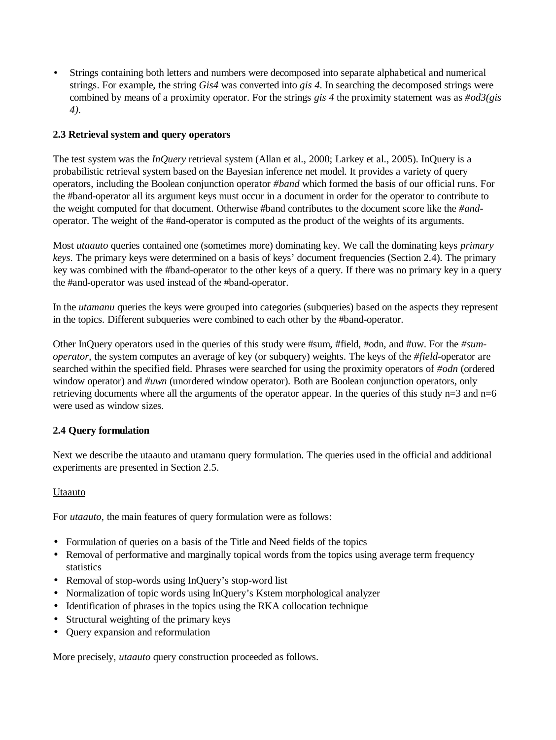- Strings containing both letters and numbers were decomposed into separate alphabetical and numerical strings. For example, the string *Gis4* was converted into *gis 4*. In searching the decomposed strings were combined by means of a proximity operator. For the strings *gis 4* the proximity statement was as *#od3(gis 4)*.

### 2.3 Retrieval system and query operators

The test system was the *InQuery* retrieval system (Allan et al., 2000; Larkey et al., 2005). InQuery is a probabilistic retrieval system based on the Bayesian inference net model. It provides a variety of query operators, including the Boolean conjunction operator *#band* which formed the basis of our official runs. For the #band-operator all its argument keys must occur in a document in order for the operator to contribute to the weight computed for that document. Otherwise #band contributes to the document score like the *#and*-operator. The weight of the #and-operator is computed as the product of the weights of its arguments.

Most *utaauto* queries contained one (sometimes more) dominating key. We call the dominating keys *primary keys*. The primary keys were determined on a basis of keys' document frequencies (Section 2.4). The primary key was combined with the #band-operator to the other keys of a query. If there was no primary key in a query the #and-operator was used instead of the #band-operator.

In the *utamanu* queries the keys were grouped into categories (subqueries) based on the aspects they represent in the topics. Different subqueries were combined to each other by the #band-operator.

Other InQuery operators used in the queries of this study were #sum, #field, #odn, and #uw. For the *#sum-operator*, the system computes an average of key (or subquery) weights. The keys of the *#field*-operator are searched within the specified field. Phrases were searched for using the proximity operators of *#odn* (ordered window operator) and *#uwn* (unordered window operator). Both are Boolean conjunction operators, only retrieving documents where all the arguments of the operator appear. In the queries of this study n=3 and n=6 were used as window sizes.

### 2.4 Query formulation

Next we describe the utaauto and utamanu query formulation. The queries used in the official and additional experiments are presented in Section 2.5.

Utaauto

For *utaauto*, the main features of query formulation were as follows:

- Formulation of queries on a basis of the Title and Need fields of the topics
- Removal of performative and marginally topical words from the topics using average term frequency statistics
- Removal of stop-words using InQuery's stop-word list
- Normalization of topic words using InQuery's Kstem morphological analyzer
- Identification of phrases in the topics using the RKA collocation technique
- Structural weighting of the primary keys
- Query expansion and reformulation

More precisely, *utaauto* query construction proceeded as follows.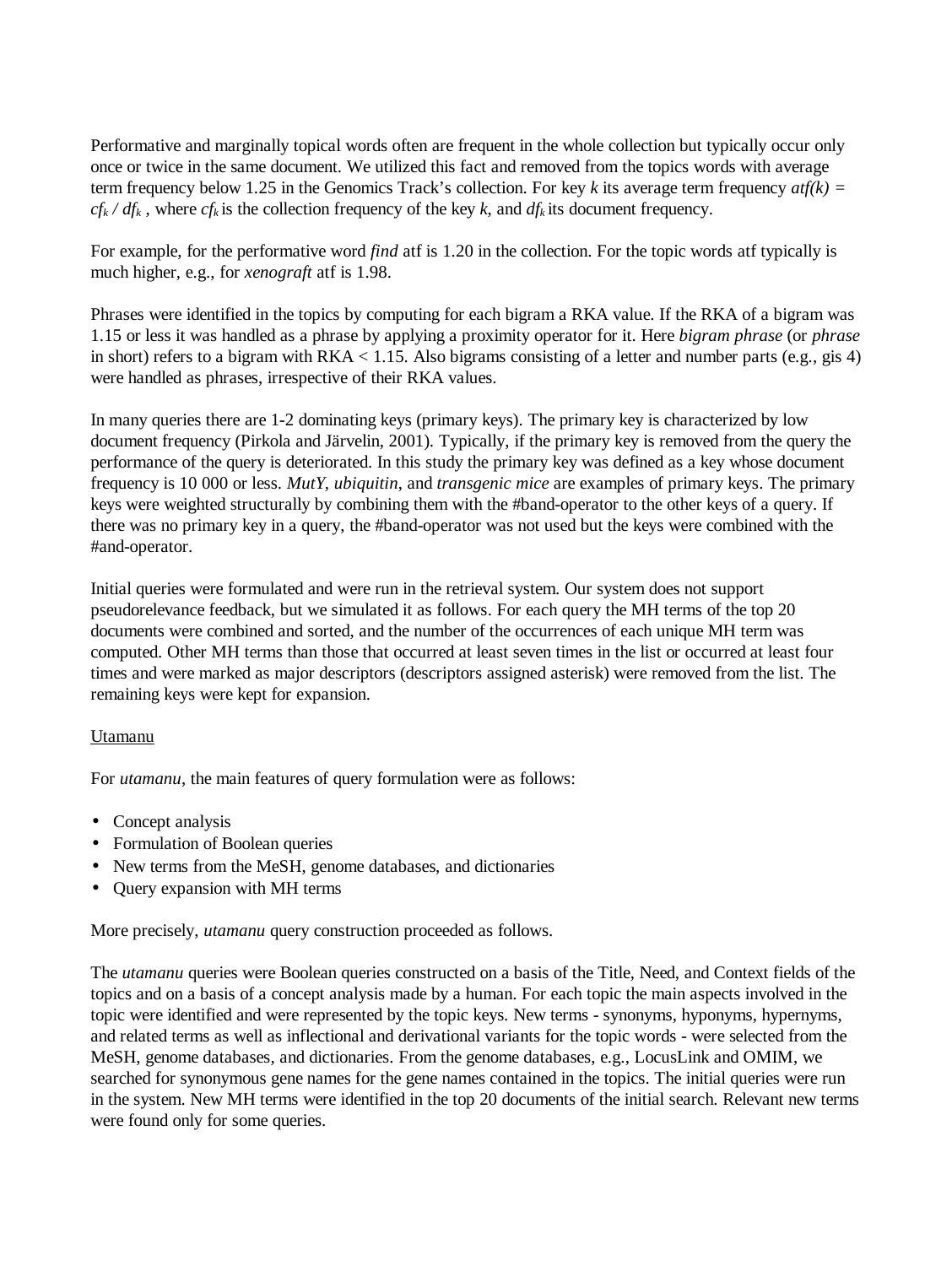Performative and marginally topical words often are frequent in the whole collection but typically occur only once or twice in the same document. We utilized this fact and removed from the topics words with average term frequency below 1.25 in the Genomics Track's collection. For key *k* its average term frequency $atf(k) = cf_k / df_k$ , where $cf_k$ is the collection frequency of the key *k*, and $df_k$ its document frequency.

For example, for the performative word *find* atf is 1.20 in the collection. For the topic words atf typically is much higher, e.g., for *xenograft* atf is 1.98.

Phrases were identified in the topics by computing for each bigram a RKA value. If the RKA of a bigram was 1.15 or less it was handled as a phrase by applying a proximity operator for it. Here *bigram phrase* (or *phrase* in short) refers to a bigram with RKA < 1.15. Also bigrams consisting of a letter and number parts (e.g., gis 4) were handled as phrases, irrespective of their RKA values.

In many queries there are 1-2 dominating keys (primary keys). The primary key is characterized by low document frequency (Pirkola and Järvelin, 2001). Typically, if the primary key is removed from the query the performance of the query is deteriorated. In this study the primary key was defined as a key whose document frequency is 10 000 or less. *MutY*, *ubiquitin*, and *transgenic mice* are examples of primary keys. The primary keys were weighted structurally by combining them with the #band-operator to the other keys of a query. If there was no primary key in a query, the #band-operator was not used but the keys were combined with the #and-operator.

Initial queries were formulated and were run in the retrieval system. Our system does not support pseudorelevance feedback, but we simulated it as follows. For each query the MH terms of the top 20 documents were combined and sorted, and the number of the occurrences of each unique MH term was computed. Other MH terms than those that occurred at least seven times in the list or occurred at least four times and were marked as major descriptors (descriptors assigned asterisk) were removed from the list. The remaining keys were kept for expansion.

Utamanu

For *utamanu*, the main features of query formulation were as follows:

- Concept analysis
- Formulation of Boolean queries
- New terms from the MeSH, genome databases, and dictionaries
- Query expansion with MH terms

More precisely, *utamanu* query construction proceeded as follows.

The *utamanu* queries were Boolean queries constructed on a basis of the Title, Need, and Context fields of the topics and on a basis of a concept analysis made by a human. For each topic the main aspects involved in the topic were identified and were represented by the topic keys. New terms - synonyms, hyponyms, hypernyms, and related terms as well as inflectional and derivational variants for the topic words - were selected from the MeSH, genome databases, and dictionaries. From the genome databases, e.g., LocusLink and OMIM, we searched for synonymous gene names for the gene names contained in the topics. The initial queries were run in the system. New MH terms were identified in the top 20 documents of the initial search. Relevant new terms were found only for some queries.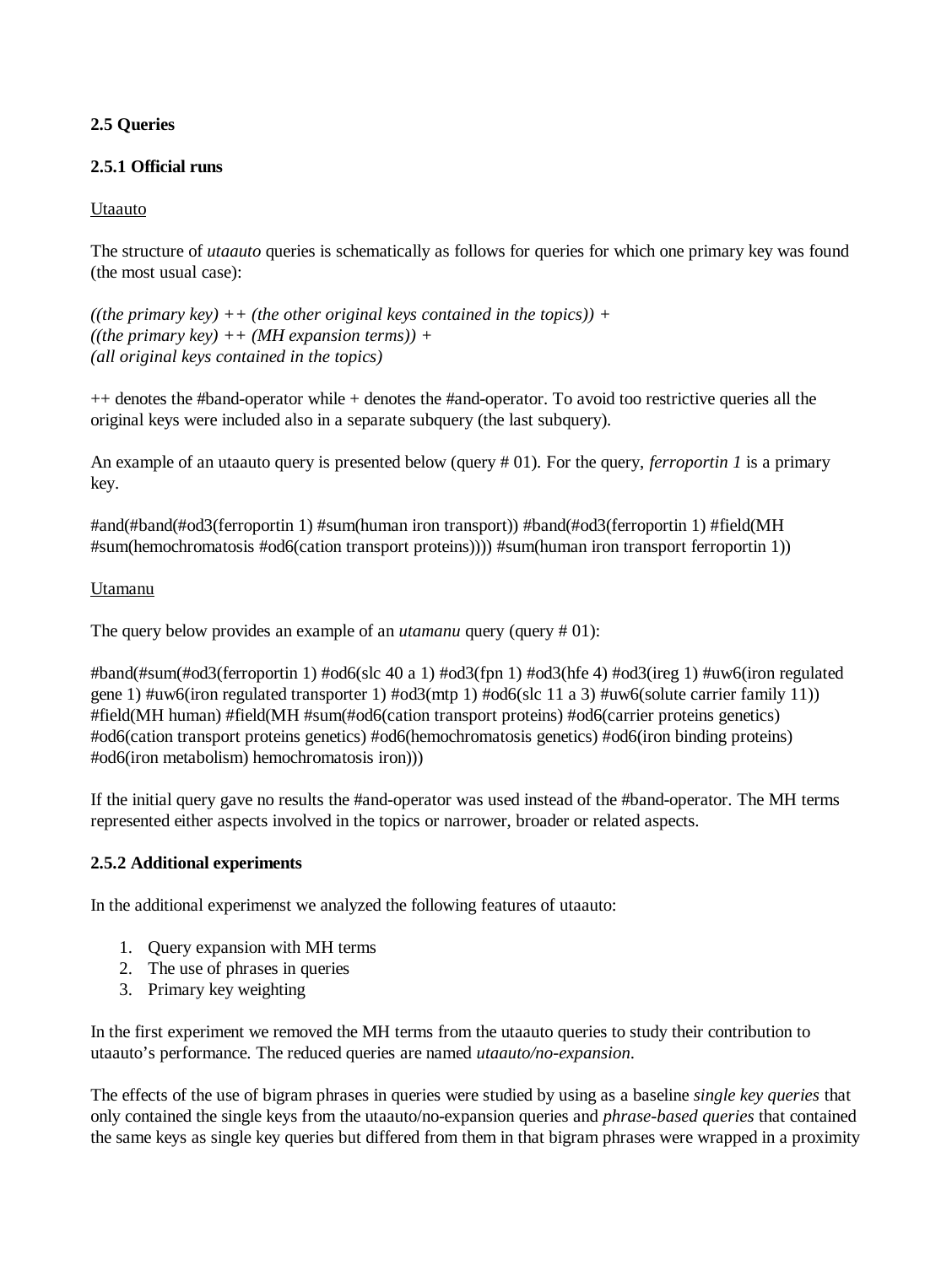**2.5 Queries**

**2.5.1 Official runs**

Utaauto

The structure of *utaauto* queries is schematically as follows for queries for which one primary key was found (the most usual case):

*((the primary key) ++ (the other original keys contained in the topics)) +*
*((the primary key) ++ (MH expansion terms)) +*
*(all original keys contained in the topics)*

++ denotes the #band-operator while + denotes the #and-operator. To avoid too restrictive queries all the original keys were included also in a separate subquery (the last subquery).

An example of an utaauto query is presented below (query # 01). For the query, *ferroportin 1* is a primary key.

#and(#band(#od3(ferroportin 1) #sum(human iron transport)) #band(#od3(ferroportin 1) #field(MH #sum(hemochromatosis #od6(cation transport proteins)))) #sum(human iron transport ferroportin 1))

Utamanu

The query below provides an example of an *utamanu* query (query # 01):

#band(#sum(#od3(ferroportin 1) #od6(slc 40 a 1) #od3(fpn 1) #od3(hfe 4) #od3(ireg 1) #uw6(iron regulated gene 1) #uw6(iron regulated transporter 1) #od3(mtp 1) #od6(slc 11 a 3) #uw6(solute carrier family 11)) #field(MH human) #field(MH #sum(#od6(cation transport proteins) #od6(carrier proteins genetics) #od6(cation transport proteins genetics) #od6(hemochromatosis genetics) #od6(iron binding proteins) #od6(iron metabolism) hemochromatosis iron)))

If the initial query gave no results the #and-operator was used instead of the #band-operator. The MH terms represented either aspects involved in the topics or narrower, broader or related aspects.

**2.5.2 Additional experiments**

In the additional experimenst we analyzed the following features of utaauto:

1. Query expansion with MH terms
2. The use of phrases in queries
3. Primary key weighting

In the first experiment we removed the MH terms from the utaauto queries to study their contribution to utaauto's performance. The reduced queries are named *utaauto/no-expansion*.

The effects of the use of bigram phrases in queries were studied by using as a baseline *single key queries* that only contained the single keys from the utaauto/no-expansion queries and *phrase-based queries* that contained the same keys as single key queries but differed from them in that bigram phrases were wrapped in a proximity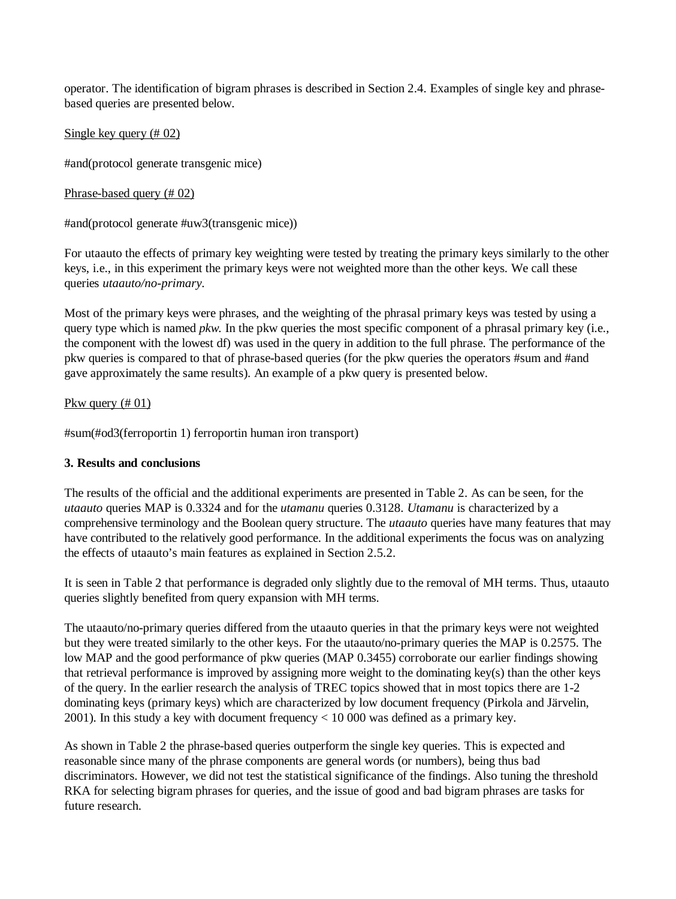operator. The identification of bigram phrases is described in Section 2.4. Examples of single key and phrase-based queries are presented below.

Single key query (# 02)

#and(protocol generate transgenic mice)

Phrase-based query (# 02)

#and(protocol generate #uw3(transgenic mice))

For utaauto the effects of primary key weighting were tested by treating the primary keys similarly to the other keys, i.e., in this experiment the primary keys were not weighted more than the other keys. We call these queries *utaauto/no-primary*.

Most of the primary keys were phrases, and the weighting of the phrasal primary keys was tested by using a query type which is named *pkw*. In the pkw queries the most specific component of a phrasal primary key (i.e., the component with the lowest df) was used in the query in addition to the full phrase. The performance of the pkw queries is compared to that of phrase-based queries (for the pkw queries the operators #sum and #and gave approximately the same results). An example of a pkw query is presented below.

Pkw query (# 01)

#sum(#od3(ferroportin 1) ferroportin human iron transport)

**3. Results and conclusions**

The results of the official and the additional experiments are presented in Table 2. As can be seen, for the *utaauto* queries MAP is 0.3324 and for the *utamanu* queries 0.3128. *Utamanu* is characterized by a comprehensive terminology and the Boolean query structure. The *utaauto* queries have many features that may have contributed to the relatively good performance. In the additional experiments the focus was on analyzing the effects of utaauto's main features as explained in Section 2.5.2.

It is seen in Table 2 that performance is degraded only slightly due to the removal of MH terms. Thus, utaauto queries slightly benefited from query expansion with MH terms.

The utaauto/no-primary queries differed from the utaauto queries in that the primary keys were not weighted but they were treated similarly to the other keys. For the utaauto/no-primary queries the MAP is 0.2575. The low MAP and the good performance of pkw queries (MAP 0.3455) corroborate our earlier findings showing that retrieval performance is improved by assigning more weight to the dominating key(s) than the other keys of the query. In the earlier research the analysis of TREC topics showed that in most topics there are 1-2 dominating keys (primary keys) which are characterized by low document frequency (Pirkola and Järvelin, 2001). In this study a key with document frequency < 10 000 was defined as a primary key.

As shown in Table 2 the phrase-based queries outperform the single key queries. This is expected and reasonable since many of the phrase components are general words (or numbers), being thus bad discriminators. However, we did not test the statistical significance of the findings. Also tuning the threshold RKA for selecting bigram phrases for queries, and the issue of good and bad bigram phrases are tasks for future research.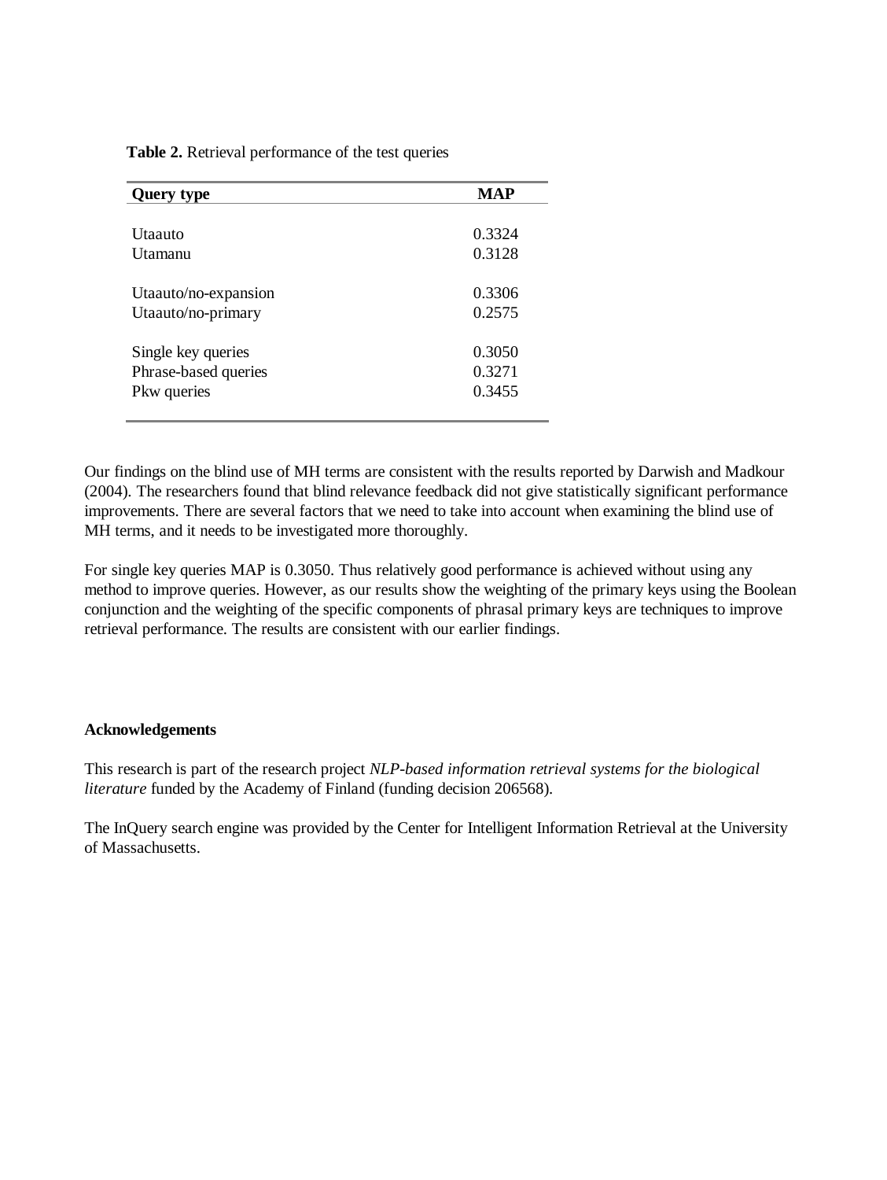**Table 2.** Retrieval performance of the test queries

| Query type | MAP |
|---|---|
| Utaauto | 0.3324 |
| Utamanu | 0.3128 |
| Utaauto/no-expansion | 0.3306 |
| Utaauto/no-primary | 0.2575 |
| Single key queries | 0.3050 |
| Phrase-based queries | 0.3271 |
| Pkw queries | 0.3455 |

Our findings on the blind use of MH terms are consistent with the results reported by Darwish and Madkour (2004). The researchers found that blind relevance feedback did not give statistically significant performance improvements. There are several factors that we need to take into account when examining the blind use of MH terms, and it needs to be investigated more thoroughly.

For single key queries MAP is 0.3050. Thus relatively good performance is achieved without using any method to improve queries. However, as our results show the weighting of the primary keys using the Boolean conjunction and the weighting of the specific components of phrasal primary keys are techniques to improve retrieval performance. The results are consistent with our earlier findings.

**Acknowledgements**

This research is part of the research project *NLP-based information retrieval systems for the biological literature* funded by the Academy of Finland (funding decision 206568).

The InQuery search engine was provided by the Center for Intelligent Information Retrieval at the University of Massachusetts.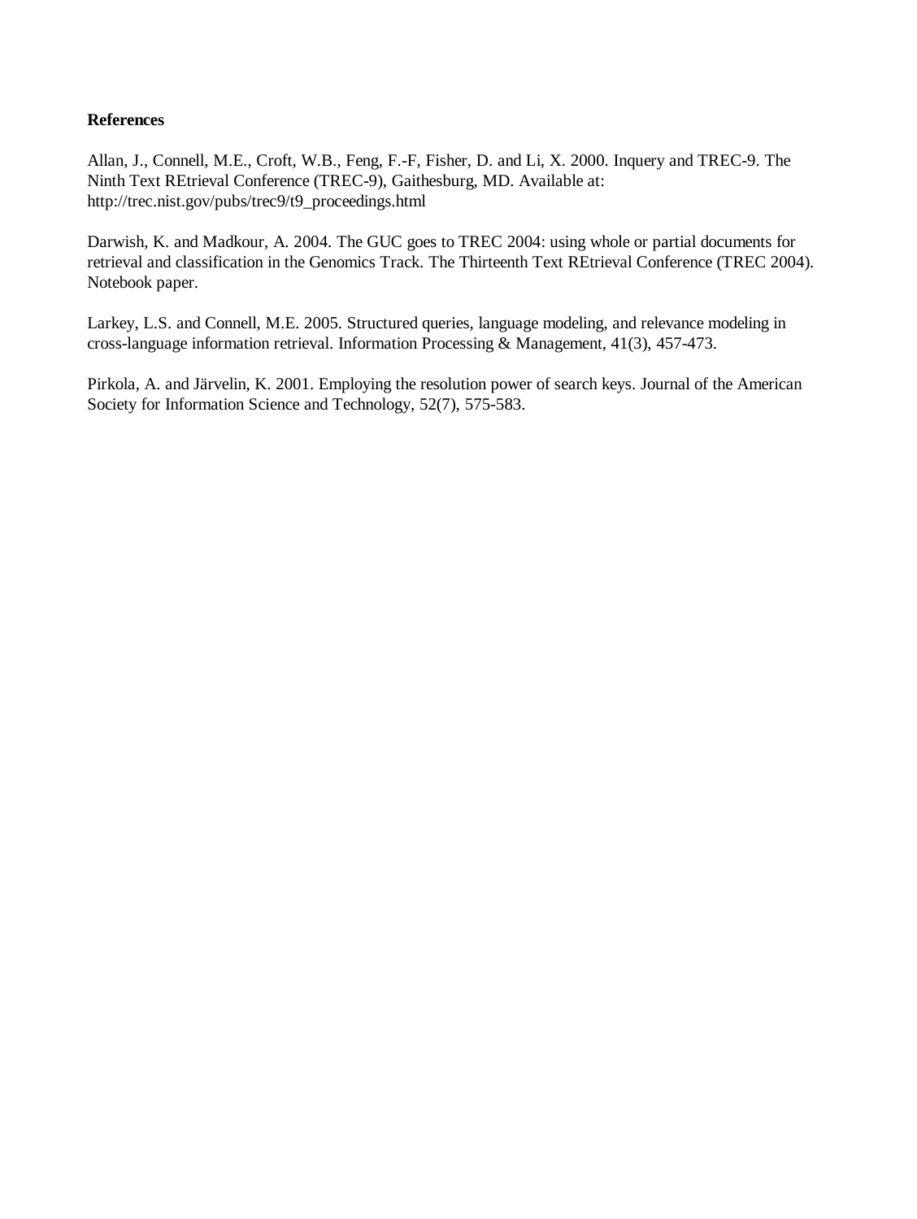**References**

Allan, J., Connell, M.E., Croft, W.B., Feng, F.-F, Fisher, D. and Li, X. 2000. Inquery and TREC-9. The Ninth Text REtrieval Conference (TREC-9), Gaithesburg, MD. Available at: http://trec.nist.gov/pubs/trec9/t9_proceedings.html

Darwish, K. and Madkour, A. 2004. The GUC goes to TREC 2004: using whole or partial documents for retrieval and classification in the Genomics Track. The Thirteenth Text REtrieval Conference (TREC 2004). Notebook paper.

Larkey, L.S. and Connell, M.E. 2005. Structured queries, language modeling, and relevance modeling in cross-language information retrieval. Information Processing & Management, 41(3), 457-473.

Pirkola, A. and Järvelin, K. 2001. Employing the resolution power of search keys. Journal of the American Society for Information Science and Technology, 52(7), 575-583.